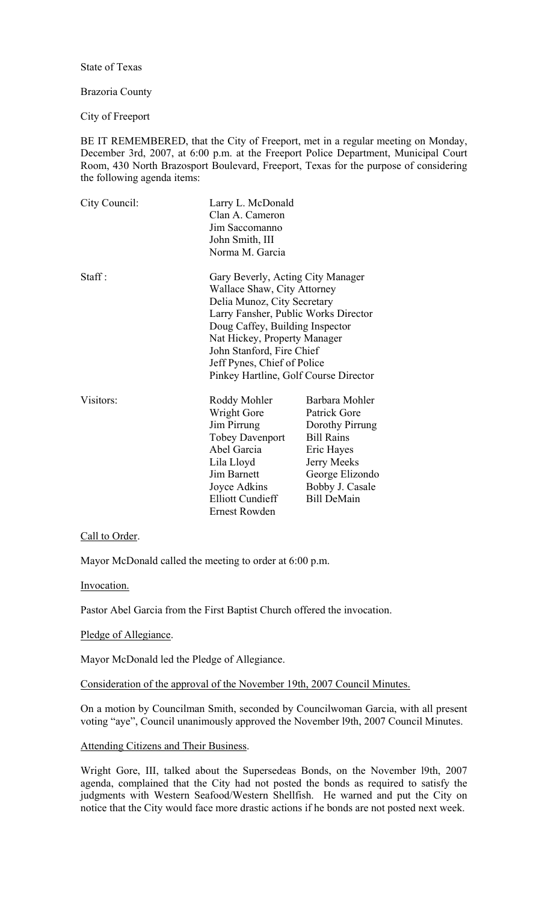State of Texas

Brazoria County

City of Freeport

BE IT REMEMBERED, that the City of Freeport, met in a regular meeting on Monday, December 3rd, 2007, at 6:00 p.m. at the Freeport Police Department, Municipal Court Room, 430 North Brazosport Boulevard, Freeport, Texas for the purpose of considering the following agenda items:

| | | |
|---|---|---|
| City Council: | Larry L. McDonald | |
| | Clan A. Cameron | |
| | Jim Saccomanno | |
| | John Smith, III | |
| | Norma M. Garcia | |
| Staff : | Gary Beverly, Acting City Manager | |
| | Wallace Shaw, City Attorney | |
| | Delia Munoz, City Secretary | |
| | Larry Fansher, Public Works Director | |
| | Doug Caffey, Building Inspector | |
| | Nat Hickey, Property Manager | |
| | John Stanford, Fire Chief | |
| | Jeff Pynes, Chief of Police | |
| | Pinkey Hartline, Golf Course Director | |
| Visitors: | Roddy Mohler | Barbara Mohler |
| | Wright Gore | Patrick Gore |
| | Jim Pirrung | Dorothy Pirrung |
| | Tobey Davenport | Bill Rains |
| | Abel Garcia | Eric Hayes |
| | Lila Lloyd | Jerry Meeks |
| | Jim Barnett | George Elizondo |
| | Joyce Adkins | Bobby J. Casale |
| | Elliott Cundieff | Bill DeMain |
| | Ernest Rowden | |

Call to Order.

Mayor McDonald called the meeting to order at 6:00 p.m.

Invocation.

Pastor Abel Garcia from the First Baptist Church offered the invocation.

Pledge of Allegiance.

Mayor McDonald led the Pledge of Allegiance.

Consideration of the approval of the November 19th, 2007 Council Minutes.

On a motion by Councilman Smith, seconded by Councilwoman Garcia, with all present voting "aye", Council unanimously approved the November l9th, 2007 Council Minutes.

Attending Citizens and Their Business.

Wright Gore, III, talked about the Supersedeas Bonds, on the November l9th, 2007 agenda, complained that the City had not posted the bonds as required to satisfy the judgments with Western Seafood/Western Shellfish. He warned and put the City on notice that the City would face more drastic actions if he bonds are not posted next week.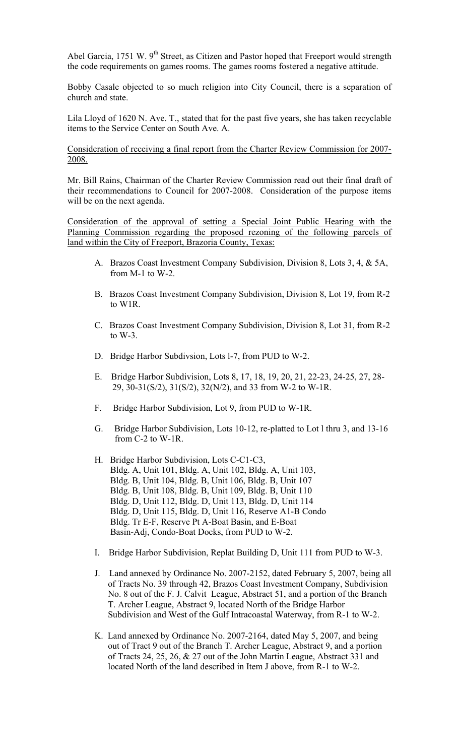Abel Garcia, 1751 W. 9th Street, as Citizen and Pastor hoped that Freeport would strength the code requirements on games rooms. The games rooms fostered a negative attitude.

Bobby Casale objected to so much religion into City Council, there is a separation of church and state.

Lila Lloyd of 1620 N. Ave. T., stated that for the past five years, she has taken recyclable items to the Service Center on South Ave. A.

<u>Consideration of receiving a final report from the Charter Review Commission for 2007-2008.</u>

Mr. Bill Rains, Chairman of the Charter Review Commission read out their final draft of their recommendations to Council for 2007-2008. Consideration of the purpose items will be on the next agenda.

<u>Consideration of the approval of setting a Special Joint Public Hearing with the Planning Commission regarding the proposed rezoning of the following parcels of land within the City of Freeport, Brazoria County, Texas:</u>

A. Brazos Coast Investment Company Subdivision, Division 8, Lots 3, 4, & 5A, from M-1 to W-2.

B. Brazos Coast Investment Company Subdivision, Division 8, Lot 19, from R-2 to W1R.

C. Brazos Coast Investment Company Subdivision, Division 8, Lot 31, from R-2 to W-3.

D. Bridge Harbor Subdivsion, Lots l-7, from PUD to W-2.

E. Bridge Harbor Subdivision, Lots 8, 17, 18, 19, 20, 21, 22-23, 24-25, 27, 28-29, 30-31(S/2), 31(S/2), 32(N/2), and 33 from W-2 to W-1R.

F. Bridge Harbor Subdivision, Lot 9, from PUD to W-1R.

G. Bridge Harbor Subdivision, Lots 10-12, re-platted to Lot l thru 3, and 13-16 from C-2 to W-1R.

H. Bridge Harbor Subdivision, Lots C-C1-C3,
Bldg. A, Unit 101, Bldg. A, Unit 102, Bldg. A, Unit 103,
Bldg. B, Unit 104, Bldg. B, Unit 106, Bldg. B, Unit 107
Bldg. B, Unit 108, Bldg. B, Unit 109, Bldg. B, Unit 110
Bldg. D, Unit 112, Bldg. D, Unit 113, Bldg. D, Unit 114
Bldg. D, Unit 115, Bldg. D, Unit 116, Reserve A1-B Condo
Bldg. Tr E-F, Reserve Pt A-Boat Basin, and E-Boat
Basin-Adj, Condo-Boat Docks, from PUD to W-2.

I. Bridge Harbor Subdivision, Replat Building D, Unit 111 from PUD to W-3.

J. Land annexed by Ordinance No. 2007-2152, dated February 5, 2007, being all of Tracts No. 39 through 42, Brazos Coast Investment Company, Subdivision No. 8 out of the F. J. Calvit League, Abstract 51, and a portion of the Branch T. Archer League, Abstract 9, located North of the Bridge Harbor Subdivision and West of the Gulf Intracoastal Waterway, from R-1 to W-2.

K. Land annexed by Ordinance No. 2007-2164, dated May 5, 2007, and being out of Tract 9 out of the Branch T. Archer League, Abstract 9, and a portion of Tracts 24, 25, 26, & 27 out of the John Martin League, Abstract 331 and located North of the land described in Item J above, from R-1 to W-2.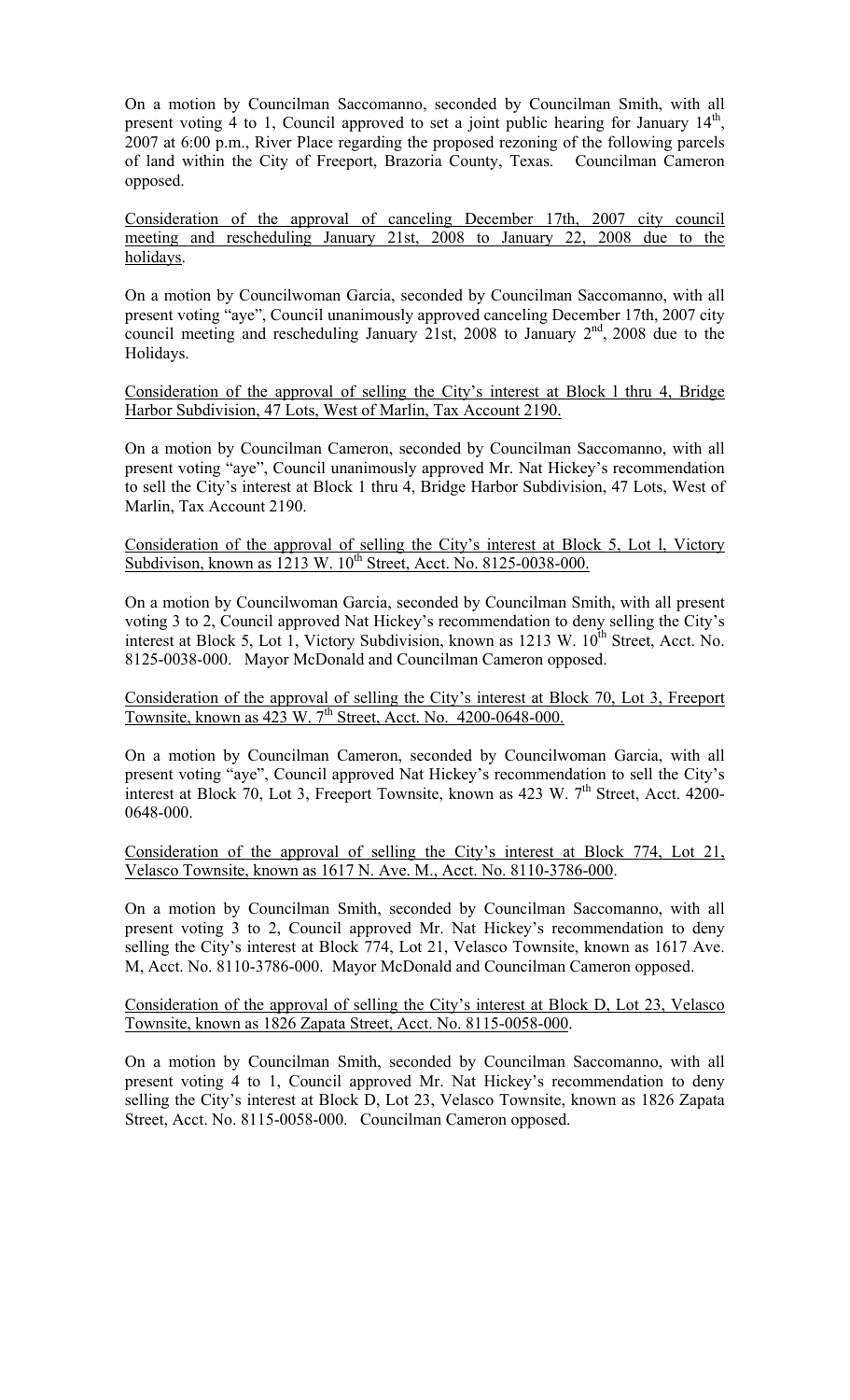On a motion by Councilman Saccomanno, seconded by Councilman Smith, with all present voting 4 to 1, Council approved to set a joint public hearing for January 14th, 2007 at 6:00 p.m., River Place regarding the proposed rezoning of the following parcels of land within the City of Freeport, Brazoria County, Texas. Councilman Cameron opposed.

Consideration of the approval of canceling December 17th, 2007 city council meeting and rescheduling January 21st, 2008 to January 22, 2008 due to the holidays.

On a motion by Councilwoman Garcia, seconded by Councilman Saccomanno, with all present voting "aye", Council unanimously approved canceling December 17th, 2007 city council meeting and rescheduling January 21st, 2008 to January 2nd, 2008 due to the Holidays.

Consideration of the approval of selling the City's interest at Block l thru 4, Bridge Harbor Subdivision, 47 Lots, West of Marlin, Tax Account 2190.

On a motion by Councilman Cameron, seconded by Councilman Saccomanno, with all present voting "aye", Council unanimously approved Mr. Nat Hickey's recommendation to sell the City's interest at Block 1 thru 4, Bridge Harbor Subdivision, 47 Lots, West of Marlin, Tax Account 2190.

Consideration of the approval of selling the City's interest at Block 5, Lot l, Victory Subdivison, known as 1213 W. 10th Street, Acct. No. 8125-0038-000.

On a motion by Councilwoman Garcia, seconded by Councilman Smith, with all present voting 3 to 2, Council approved Nat Hickey's recommendation to deny selling the City's interest at Block 5, Lot 1, Victory Subdivision, known as 1213 W. 10th Street, Acct. No. 8125-0038-000. Mayor McDonald and Councilman Cameron opposed.

Consideration of the approval of selling the City's interest at Block 70, Lot 3, Freeport Townsite, known as 423 W. 7th Street, Acct. No. 4200-0648-000.

On a motion by Councilman Cameron, seconded by Councilwoman Garcia, with all present voting "aye", Council approved Nat Hickey's recommendation to sell the City's interest at Block 70, Lot 3, Freeport Townsite, known as 423 W. 7th Street, Acct. 4200-0648-000.

Consideration of the approval of selling the City's interest at Block 774, Lot 21, Velasco Townsite, known as 1617 N. Ave. M., Acct. No. 8110-3786-000.

On a motion by Councilman Smith, seconded by Councilman Saccomanno, with all present voting 3 to 2, Council approved Mr. Nat Hickey's recommendation to deny selling the City's interest at Block 774, Lot 21, Velasco Townsite, known as 1617 Ave. M, Acct. No. 8110-3786-000. Mayor McDonald and Councilman Cameron opposed.

Consideration of the approval of selling the City's interest at Block D, Lot 23, Velasco Townsite, known as 1826 Zapata Street, Acct. No. 8115-0058-000.

On a motion by Councilman Smith, seconded by Councilman Saccomanno, with all present voting 4 to 1, Council approved Mr. Nat Hickey's recommendation to deny selling the City's interest at Block D, Lot 23, Velasco Townsite, known as 1826 Zapata Street, Acct. No. 8115-0058-000. Councilman Cameron opposed.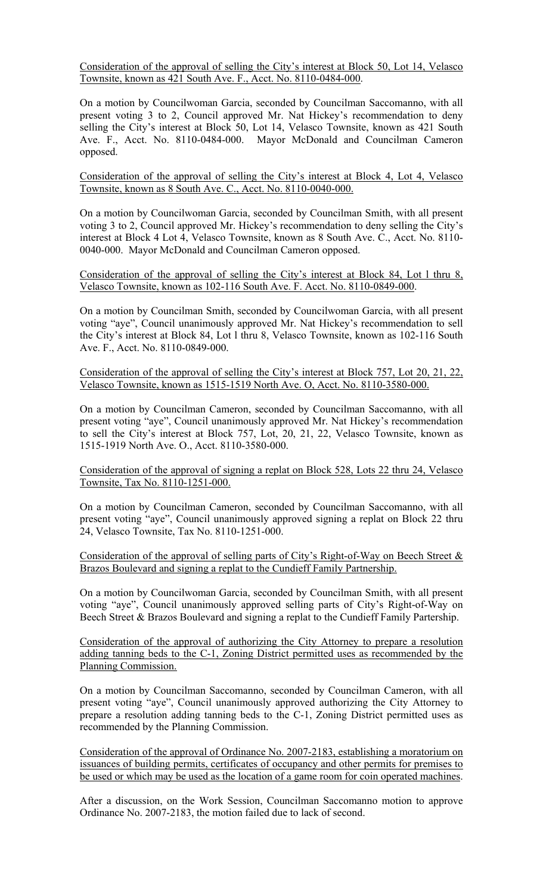Consideration of the approval of selling the City's interest at Block 50, Lot 14, Velasco Townsite, known as 421 South Ave. F., Acct. No. 8110-0484-000.

On a motion by Councilwoman Garcia, seconded by Councilman Saccomanno, with all present voting 3 to 2, Council approved Mr. Nat Hickey's recommendation to deny selling the City's interest at Block 50, Lot 14, Velasco Townsite, known as 421 South Ave. F., Acct. No. 8110-0484-000. Mayor McDonald and Councilman Cameron opposed.

Consideration of the approval of selling the City's interest at Block 4, Lot 4, Velasco Townsite, known as 8 South Ave. C., Acct. No. 8110-0040-000.

On a motion by Councilwoman Garcia, seconded by Councilman Smith, with all present voting 3 to 2, Council approved Mr. Hickey's recommendation to deny selling the City's interest at Block 4 Lot 4, Velasco Townsite, known as 8 South Ave. C., Acct. No. 8110-0040-000. Mayor McDonald and Councilman Cameron opposed.

Consideration of the approval of selling the City's interest at Block 84, Lot l thru 8, Velasco Townsite, known as 102-116 South Ave. F. Acct. No. 8110-0849-000.

On a motion by Councilman Smith, seconded by Councilwoman Garcia, with all present voting "aye", Council unanimously approved Mr. Nat Hickey's recommendation to sell the City's interest at Block 84, Lot l thru 8, Velasco Townsite, known as 102-116 South Ave. F., Acct. No. 8110-0849-000.

Consideration of the approval of selling the City's interest at Block 757, Lot 20, 21, 22, Velasco Townsite, known as 1515-1519 North Ave. O, Acct. No. 8110-3580-000.

On a motion by Councilman Cameron, seconded by Councilman Saccomanno, with all present voting "aye", Council unanimously approved Mr. Nat Hickey's recommendation to sell the City's interest at Block 757, Lot, 20, 21, 22, Velasco Townsite, known as 1515-1919 North Ave. O., Acct. 8110-3580-000.

Consideration of the approval of signing a replat on Block 528, Lots 22 thru 24, Velasco Townsite, Tax No. 8110-1251-000.

On a motion by Councilman Cameron, seconded by Councilman Saccomanno, with all present voting "aye", Council unanimously approved signing a replat on Block 22 thru 24, Velasco Townsite, Tax No. 8110-1251-000.

Consideration of the approval of selling parts of City's Right-of-Way on Beech Street & Brazos Boulevard and signing a replat to the Cundieff Family Partnership.

On a motion by Councilwoman Garcia, seconded by Councilman Smith, with all present voting "aye", Council unanimously approved selling parts of City's Right-of-Way on Beech Street & Brazos Boulevard and signing a replat to the Cundieff Family Partership.

Consideration of the approval of authorizing the City Attorney to prepare a resolution adding tanning beds to the C-1, Zoning District permitted uses as recommended by the Planning Commission.

On a motion by Councilman Saccomanno, seconded by Councilman Cameron, with all present voting "aye", Council unanimously approved authorizing the City Attorney to prepare a resolution adding tanning beds to the C-1, Zoning District permitted uses as recommended by the Planning Commission.

Consideration of the approval of Ordinance No. 2007-2183, establishing a moratorium on issuances of building permits, certificates of occupancy and other permits for premises to be used or which may be used as the location of a game room for coin operated machines.

After a discussion, on the Work Session, Councilman Saccomanno motion to approve Ordinance No. 2007-2183, the motion failed due to lack of second.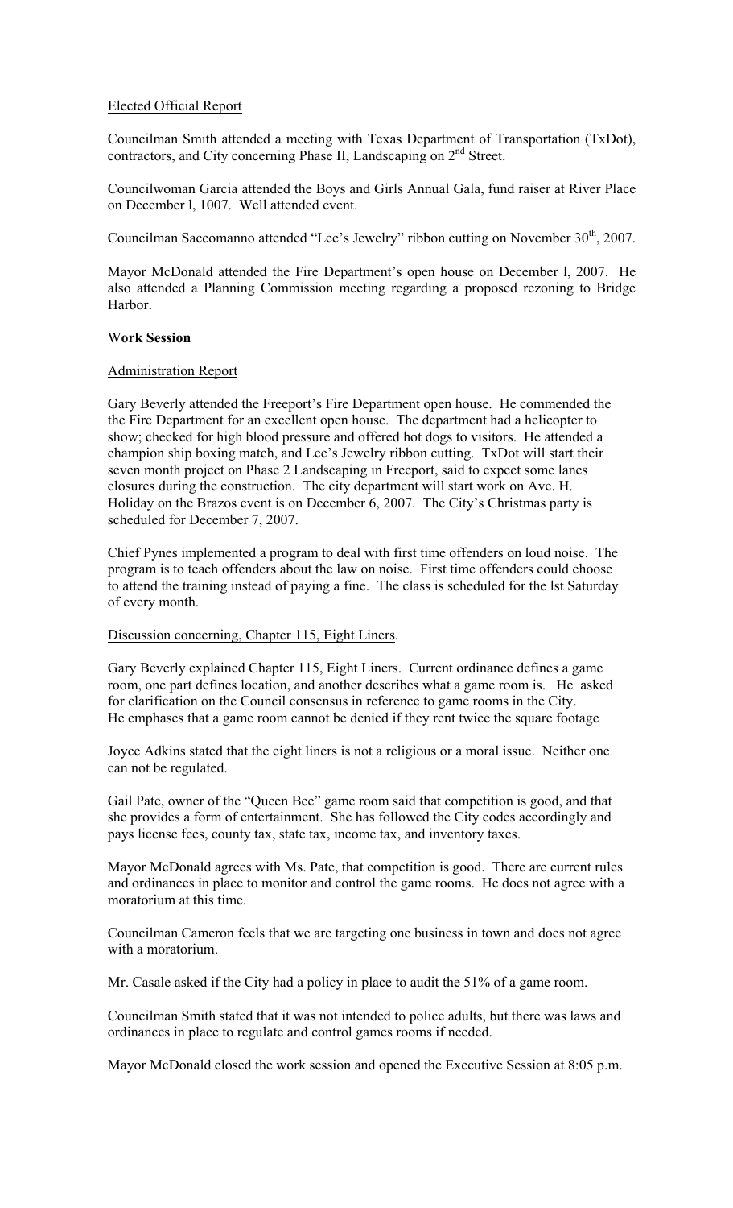Elected Official Report

Councilman Smith attended a meeting with Texas Department of Transportation (TxDot), contractors, and City concerning Phase II, Landscaping on 2nd Street.

Councilwoman Garcia attended the Boys and Girls Annual Gala, fund raiser at River Place on December l, 1007. Well attended event.

Councilman Saccomanno attended "Lee's Jewelry" ribbon cutting on November 30th, 2007.

Mayor McDonald attended the Fire Department's open house on December l, 2007. He also attended a Planning Commission meeting regarding a proposed rezoning to Bridge Harbor.

**Work Session**

Administration Report

Gary Beverly attended the Freeport's Fire Department open house. He commended the the Fire Department for an excellent open house. The department had a helicopter to show; checked for high blood pressure and offered hot dogs to visitors. He attended a champion ship boxing match, and Lee's Jewelry ribbon cutting. TxDot will start their seven month project on Phase 2 Landscaping in Freeport, said to expect some lanes closures during the construction. The city department will start work on Ave. H. Holiday on the Brazos event is on December 6, 2007. The City's Christmas party is scheduled for December 7, 2007.

Chief Pynes implemented a program to deal with first time offenders on loud noise. The program is to teach offenders about the law on noise. First time offenders could choose to attend the training instead of paying a fine. The class is scheduled for the lst Saturday of every month.

Discussion concerning, Chapter 115, Eight Liners.

Gary Beverly explained Chapter 115, Eight Liners. Current ordinance defines a game room, one part defines location, and another describes what a game room is. He asked for clarification on the Council consensus in reference to game rooms in the City. He emphases that a game room cannot be denied if they rent twice the square footage

Joyce Adkins stated that the eight liners is not a religious or a moral issue. Neither one can not be regulated.

Gail Pate, owner of the "Queen Bee" game room said that competition is good, and that she provides a form of entertainment. She has followed the City codes accordingly and pays license fees, county tax, state tax, income tax, and inventory taxes.

Mayor McDonald agrees with Ms. Pate, that competition is good. There are current rules and ordinances in place to monitor and control the game rooms. He does not agree with a moratorium at this time.

Councilman Cameron feels that we are targeting one business in town and does not agree with a moratorium.

Mr. Casale asked if the City had a policy in place to audit the 51% of a game room.

Councilman Smith stated that it was not intended to police adults, but there was laws and ordinances in place to regulate and control games rooms if needed.

Mayor McDonald closed the work session and opened the Executive Session at 8:05 p.m.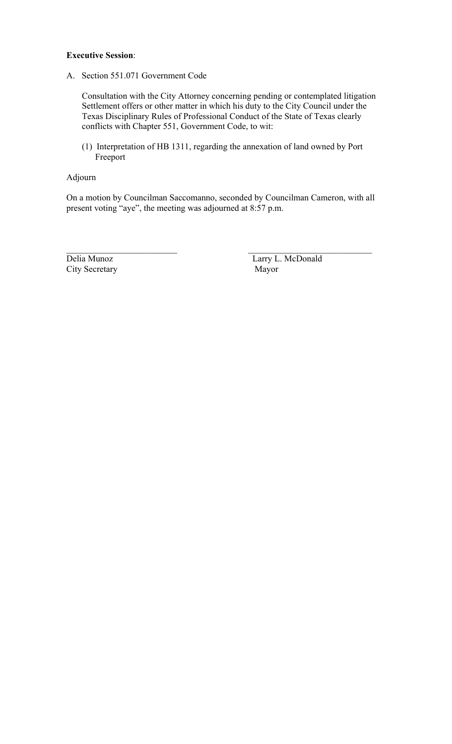**Executive Session**:

A. Section 551.071 Government Code

   Consultation with the City Attorney concerning pending or contemplated litigation Settlement offers or other matter in which his duty to the City Council under the Texas Disciplinary Rules of Professional Conduct of the State of Texas clearly conflicts with Chapter 551, Government Code, to wit:

   (1) Interpretation of HB 1311, regarding the annexation of land owned by Port Freeport

Adjourn

On a motion by Councilman Saccomanno, seconded by Councilman Cameron, with all present voting "aye", the meeting was adjourned at 8:57 p.m.

| | |
|---|---|
| \_\_\_\_\_\_\_\_\_\_\_\_\_\_\_\_\_\_\_\_\_\_\_\_\_\_ | \_\_\_\_\_\_\_\_\_\_\_\_\_\_\_\_\_\_\_\_\_\_\_\_\_\_\_\_\_ |
| Delia Munoz | Larry L. McDonald |
| City Secretary | Mayor |